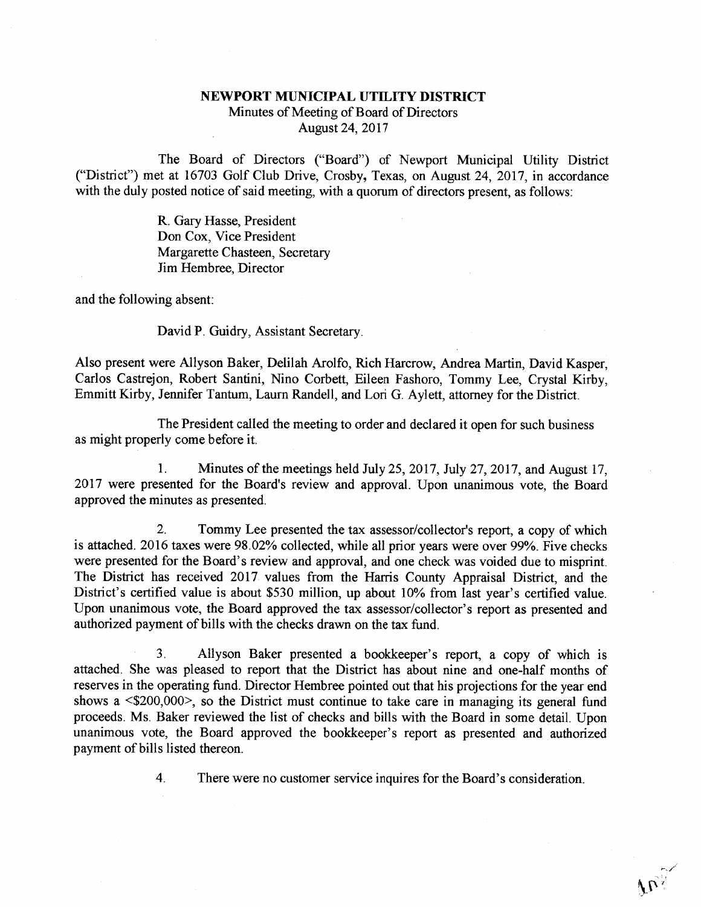**NEWPORT MUNICIPAL UTILITY DISTRICT**
Minutes of Meeting of Board of Directors
August 24, 2017

The Board of Directors ("Board") of Newport Municipal Utility District ("District") met at 16703 Golf Club Drive, Crosby, Texas, on August 24, 2017, in accordance with the duly posted notice of said meeting, with a quorum of directors present, as follows:

R. Gary Hasse, President
Don Cox, Vice President
Margarette Chasteen, Secretary
Jim Hembree, Director

and the following absent:

David P. Guidry, Assistant Secretary.

Also present were Allyson Baker, Delilah Arolfo, Rich Harcrow, Andrea Martin, David Kasper, Carlos Castrejon, Robert Santini, Nino Corbett, Eileen Fashoro, Tommy Lee, Crystal Kirby, Emmitt Kirby, Jennifer Tantum, Laurn Randell, and Lori G. Aylett, attorney for the District.

The President called the meeting to order and declared it open for such business as might properly come before it.

1. Minutes of the meetings held July 25, 2017, July 27, 2017, and August 17, 2017 were presented for the Board's review and approval. Upon unanimous vote, the Board approved the minutes as presented.

2. Tommy Lee presented the tax assessor/collector's report, a copy of which is attached. 2016 taxes were 98.02% collected, while all prior years were over 99%. Five checks were presented for the Board's review and approval, and one check was voided due to misprint. The District has received 2017 values from the Harris County Appraisal District, and the District's certified value is about $530 million, up about 10% from last year's certified value. Upon unanimous vote, the Board approved the tax assessor/collector's report as presented and authorized payment of bills with the checks drawn on the tax fund.

3. Allyson Baker presented a bookkeeper's report, a copy of which is attached. She was pleased to report that the District has about nine and one-half months of reserves in the operating fund. Director Hembree pointed out that his projections for the year end shows a <$200,000>, so the District must continue to take care in managing its general fund proceeds. Ms. Baker reviewed the list of checks and bills with the Board in some detail. Upon unanimous vote, the Board approved the bookkeeper's report as presented and authorized payment of bills listed thereon.

4. There were no customer service inquires for the Board's consideration.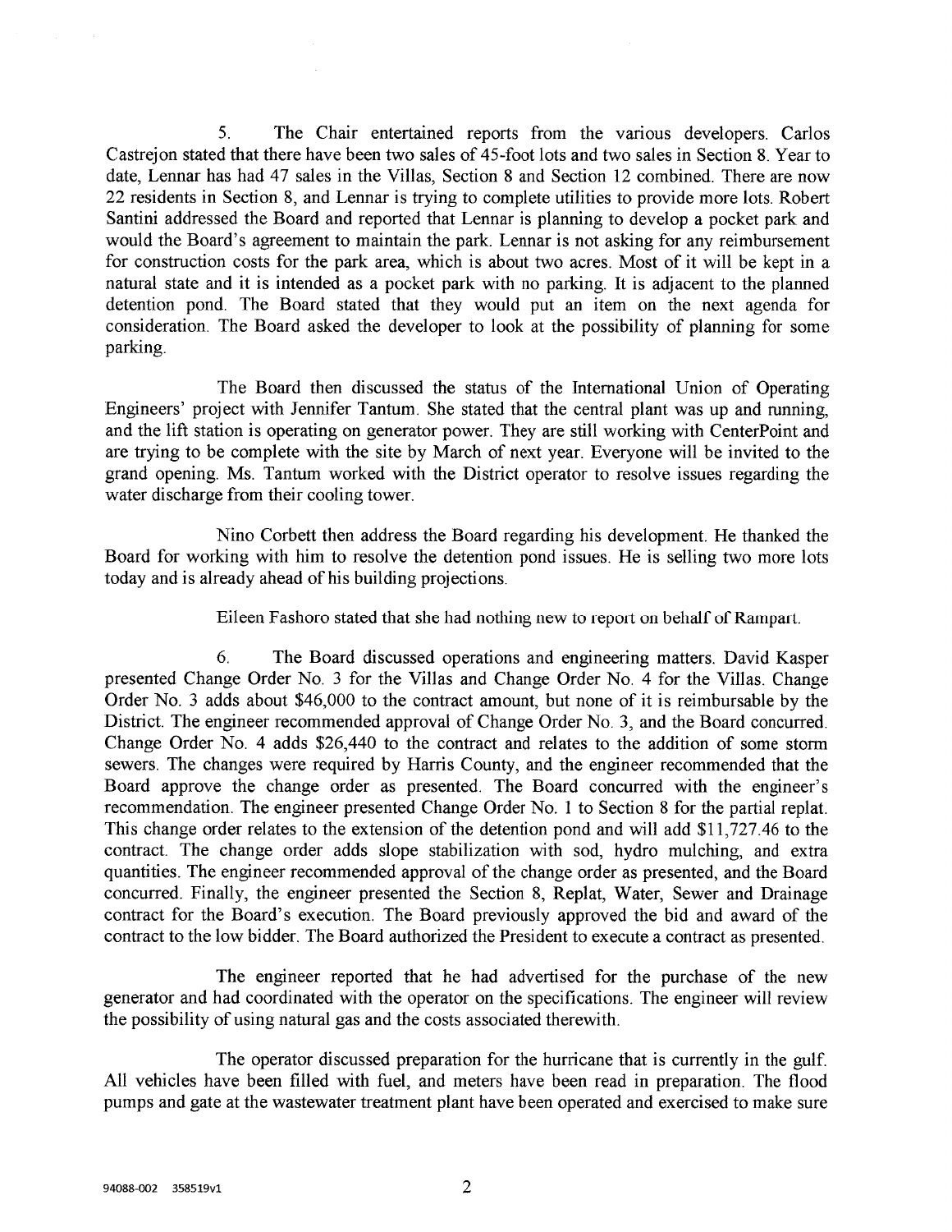5. The Chair entertained reports from the various developers. Carlos Castrejon stated that there have been two sales of 45-foot lots and two sales in Section 8. Year to date, Lennar has had 47 sales in the Villas, Section 8 and Section 12 combined. There are now 22 residents in Section 8, and Lennar is trying to complete utilities to provide more lots. Robert Santini addressed the Board and reported that Lennar is planning to develop a pocket park and would the Board's agreement to maintain the park. Lennar is not asking for any reimbursement for construction costs for the park area, which is about two acres. Most of it will be kept in a natural state and it is intended as a pocket park with no parking. It is adjacent to the planned detention pond. The Board stated that they would put an item on the next agenda for consideration. The Board asked the developer to look at the possibility of planning for some parking.

The Board then discussed the status of the International Union of Operating Engineers' project with Jennifer Tantum. She stated that the central plant was up and running, and the lift station is operating on generator power. They are still working with CenterPoint and are trying to be complete with the site by March of next year. Everyone will be invited to the grand opening. Ms. Tantum worked with the District operator to resolve issues regarding the water discharge from their cooling tower.

Nino Corbett then address the Board regarding his development. He thanked the Board for working with him to resolve the detention pond issues. He is selling two more lots today and is already ahead of his building projections.

Eileen Fashoro stated that she had nothing new to report on behalf of Rampart.

6. The Board discussed operations and engineering matters. David Kasper presented Change Order No. 3 for the Villas and Change Order No. 4 for the Villas. Change Order No. 3 adds about $46,000 to the contract amount, but none of it is reimbursable by the District. The engineer recommended approval of Change Order No. 3, and the Board concurred. Change Order No. 4 adds $26,440 to the contract and relates to the addition of some storm sewers. The changes were required by Harris County, and the engineer recommended that the Board approve the change order as presented. The Board concurred with the engineer's recommendation. The engineer presented Change Order No. 1 to Section 8 for the partial replat. This change order relates to the extension of the detention pond and will add $11,727.46 to the contract. The change order adds slope stabilization with sod, hydro mulching, and extra quantities. The engineer recommended approval of the change order as presented, and the Board concurred. Finally, the engineer presented the Section 8, Replat, Water, Sewer and Drainage contract for the Board's execution. The Board previously approved the bid and award of the contract to the low bidder. The Board authorized the President to execute a contract as presented.

The engineer reported that he had advertised for the purchase of the new generator and had coordinated with the operator on the specifications. The engineer will review the possibility of using natural gas and the costs associated therewith.

The operator discussed preparation for the hurricane that is currently in the gulf. All vehicles have been filled with fuel, and meters have been read in preparation. The flood pumps and gate at the wastewater treatment plant have been operated and exercised to make sure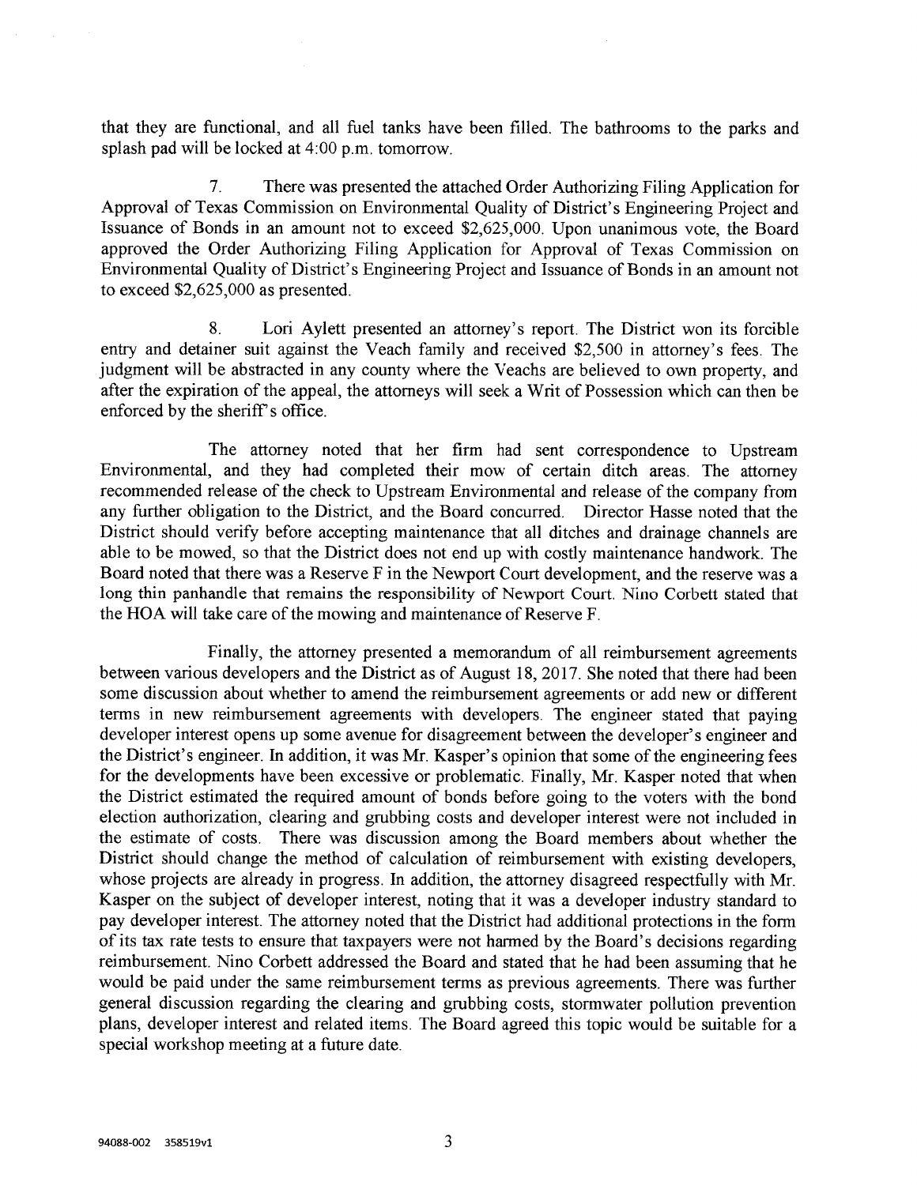that they are functional, and all fuel tanks have been filled. The bathrooms to the parks and splash pad will be locked at 4:00 p.m. tomorrow.

7. There was presented the attached Order Authorizing Filing Application for Approval of Texas Commission on Environmental Quality of District's Engineering Project and Issuance of Bonds in an amount not to exceed $2,625,000. Upon unanimous vote, the Board approved the Order Authorizing Filing Application for Approval of Texas Commission on Environmental Quality of District's Engineering Project and Issuance of Bonds in an amount not to exceed $2,625,000 as presented.

8. Lori Aylett presented an attorney's report. The District won its forcible entry and detainer suit against the Veach family and received $2,500 in attorney's fees. The judgment will be abstracted in any county where the Veachs are believed to own property, and after the expiration of the appeal, the attorneys will seek a Writ of Possession which can then be enforced by the sheriff's office.

The attorney noted that her firm had sent correspondence to Upstream Environmental, and they had completed their mow of certain ditch areas. The attorney recommended release of the check to Upstream Environmental and release of the company from any further obligation to the District, and the Board concurred. Director Hasse noted that the District should verify before accepting maintenance that all ditches and drainage channels are able to be mowed, so that the District does not end up with costly maintenance handwork. The Board noted that there was a Reserve F in the Newport Court development, and the reserve was a long thin panhandle that remains the responsibility of Newport Court. Nino Corbett stated that the HOA will take care of the mowing and maintenance of Reserve F.

Finally, the attorney presented a memorandum of all reimbursement agreements between various developers and the District as of August 18, 2017. She noted that there had been some discussion about whether to amend the reimbursement agreements or add new or different terms in new reimbursement agreements with developers. The engineer stated that paying developer interest opens up some avenue for disagreement between the developer's engineer and the District's engineer. In addition, it was Mr. Kasper's opinion that some of the engineering fees for the developments have been excessive or problematic. Finally, Mr. Kasper noted that when the District estimated the required amount of bonds before going to the voters with the bond election authorization, clearing and grubbing costs and developer interest were not included in the estimate of costs. There was discussion among the Board members about whether the District should change the method of calculation of reimbursement with existing developers, whose projects are already in progress. In addition, the attorney disagreed respectfully with Mr. Kasper on the subject of developer interest, noting that it was a developer industry standard to pay developer interest. The attorney noted that the District had additional protections in the form of its tax rate tests to ensure that taxpayers were not harmed by the Board's decisions regarding reimbursement. Nino Corbett addressed the Board and stated that he had been assuming that he would be paid under the same reimbursement terms as previous agreements. There was further general discussion regarding the clearing and grubbing costs, stormwater pollution prevention plans, developer interest and related items. The Board agreed this topic would be suitable for a special workshop meeting at a future date.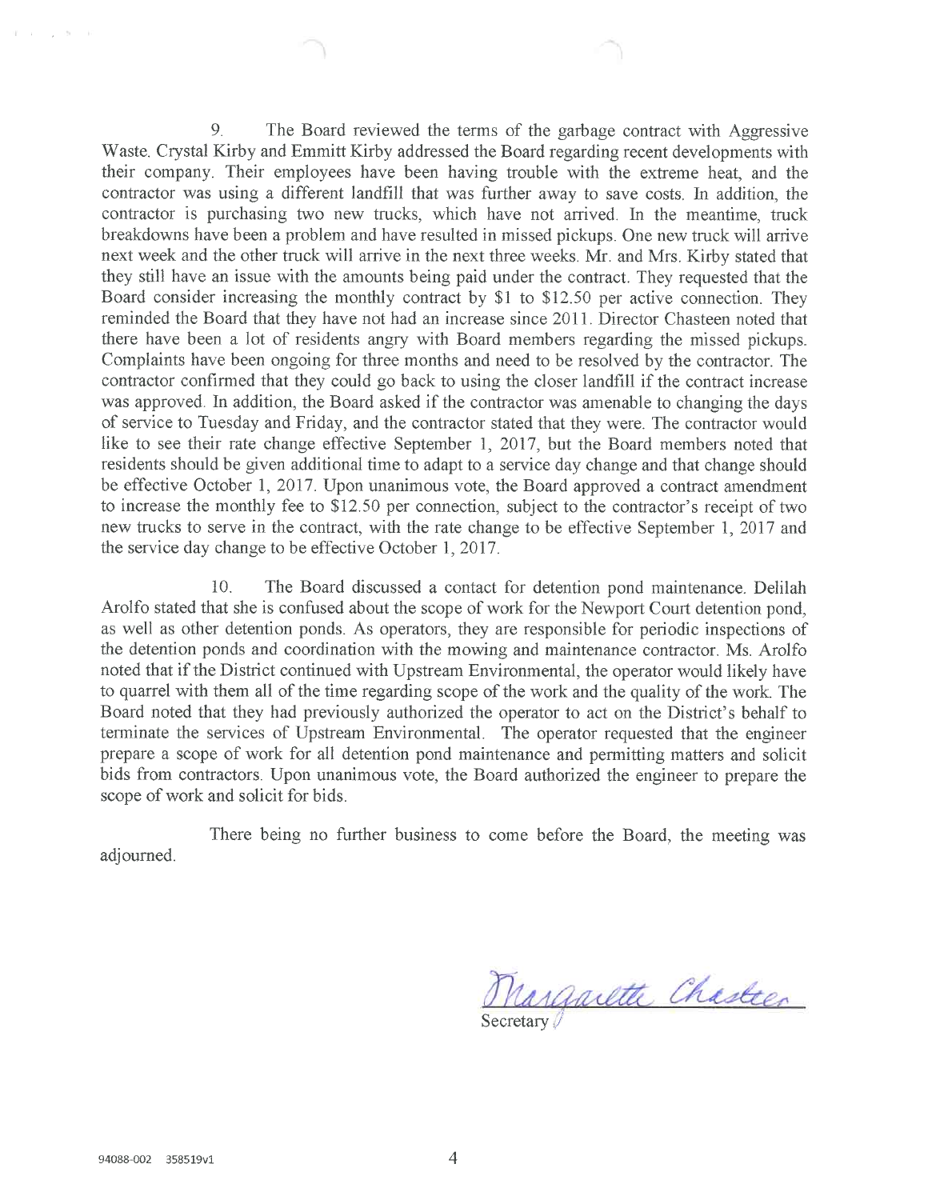9. The Board reviewed the terms of the garbage contract with Aggressive Waste. Crystal Kirby and Emmitt Kirby addressed the Board regarding recent developments with their company. Their employees have been having trouble with the extreme heat, and the contractor was using a different landfill that was further away to save costs. In addition, the contractor is purchasing two new trucks, which have not arrived. In the meantime, truck breakdowns have been a problem and have resulted in missed pickups. One new truck will arrive next week and the other truck will arrive in the next three weeks. Mr. and Mrs. Kirby stated that they still have an issue with the amounts being paid under the contract. They requested that the Board consider increasing the monthly contract by $1 to $12.50 per active connection. They reminded the Board that they have not had an increase since 2011. Director Chasteen noted that there have been a lot of residents angry with Board members regarding the missed pickups. Complaints have been ongoing for three months and need to be resolved by the contractor. The contractor confirmed that they could go back to using the closer landfill if the contract increase was approved. In addition, the Board asked if the contractor was amenable to changing the days of service to Tuesday and Friday, and the contractor stated that they were. The contractor would like to see their rate change effective September 1, 2017, but the Board members noted that residents should be given additional time to adapt to a service day change and that change should be effective October 1, 2017. Upon unanimous vote, the Board approved a contract amendment to increase the monthly fee to $12.50 per connection, subject to the contractor's receipt of two new trucks to serve in the contract, with the rate change to be effective September 1, 2017 and the service day change to be effective October 1, 2017.

10. The Board discussed a contact for detention pond maintenance. Delilah Arolfo stated that she is confused about the scope of work for the Newport Court detention pond, as well as other detention ponds. As operators, they are responsible for periodic inspections of the detention ponds and coordination with the mowing and maintenance contractor. Ms. Arolfo noted that if the District continued with Upstream Environmental, the operator would likely have to quarrel with them all of the time regarding scope of the work and the quality of the work. The Board noted that they had previously authorized the operator to act on the District's behalf to terminate the services of Upstream Environmental. The operator requested that the engineer prepare a scope of work for all detention pond maintenance and permitting matters and solicit bids from contractors. Upon unanimous vote, the Board authorized the engineer to prepare the scope of work and solicit for bids.

There being no further business to come before the Board, the meeting was adjourned.

Margarette Chasteen

Secretary

94088-002 358519v1